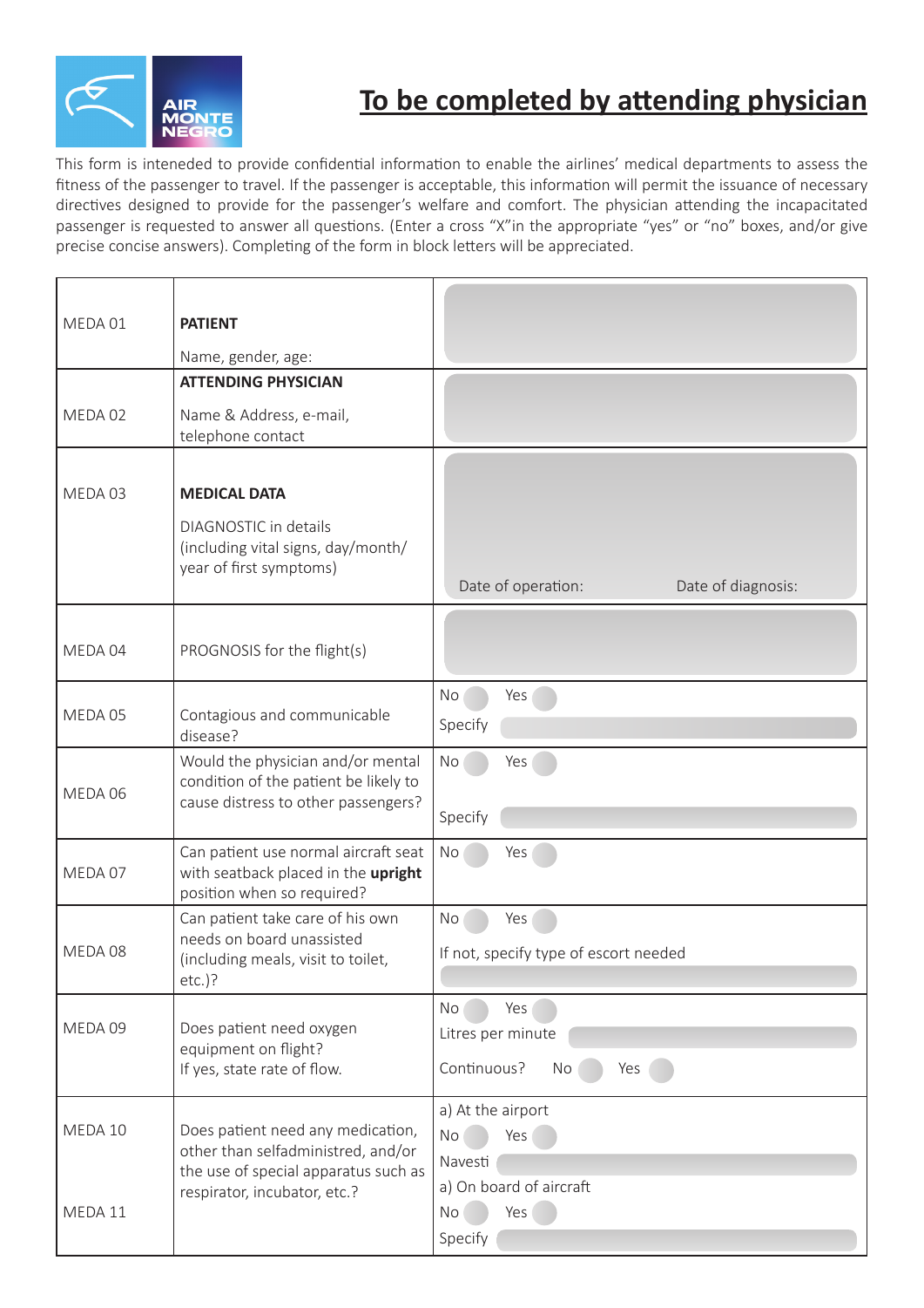AIR MONTENEGRO

# To be completed by attending physician

This form is inteneded to provide confidential information to enable the airlines' medical departments to assess the fitness of the passenger to travel. If the passenger is acceptable, this information will permit the issuance of necessary directives designed to provide for the passenger's welfare and comfort. The physician attending the incapacitated passenger is requested to answer all questions. (Enter a cross "X"in the appropriate "yes" or "no" boxes, and/or give precise concise answers). Completing of the form in block letters will be appreciated.

| | | |
|---|---|---|
| MEDA 01 | **PATIENT**<br>Name, gender, age: | |
| MEDA 02 | **ATTENDING PHYSICIAN**<br>Name & Address, e-mail, telephone contact | |
| MEDA 03 | **MEDICAL DATA**<br>DIAGNOSTIC in details (including vital signs, day/month/ year of first symptoms) | Date of operation: Date of diagnosis: |
| MEDA 04 | PROGNOSIS for the flight(s) | |
| MEDA 05 | Contagious and communicable disease? | No Yes<br>Specify |
| MEDA 06 | Would the physician and/or mental condition of the patient be likely to cause distress to other passengers? | No Yes<br>Specify |
| MEDA 07 | Can patient use normal aircraft seat with seatback placed in the **upright** position when so required? | No Yes |
| MEDA 08 | Can patient take care of his own needs on board unassisted (including meals, visit to toilet, etc.)? | No Yes<br>If not, specify type of escort needed |
| MEDA 09 | Does patient need oxygen equipment on flight?<br>If yes, state rate of flow. | No Yes<br>Litres per minute<br>Continuous? No Yes |
| MEDA 10<br><br>MEDA 11 | Does patient need any medication, other than selfadministred, and/or the use of special apparatus such as respirator, incubator, etc.? | a) At the airport<br>No Yes<br>Navesti<br>a) On board of aircraft<br>No Yes<br>Specify |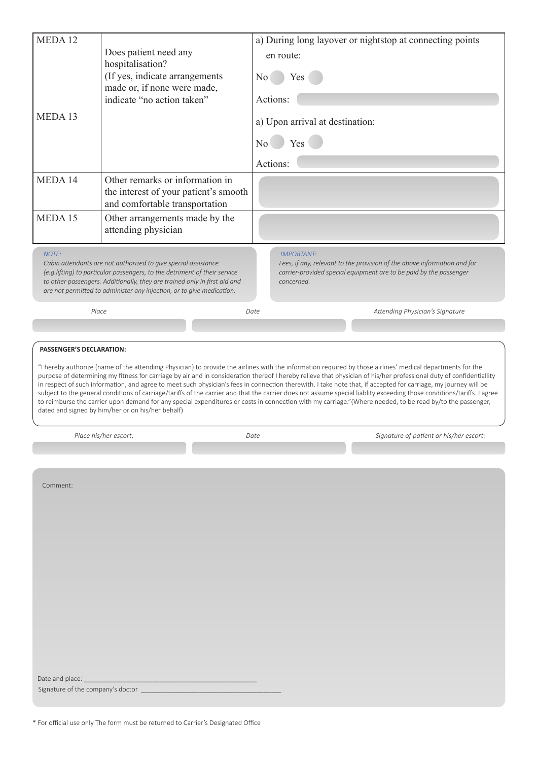| | | |
|---|---|---|
| MEDA 12 | Does patient need any hospitalisation? (If yes, indicate arrangements made or, if none were made, indicate "no action taken") | a) During long layover or nightstop at connecting points en route: No Yes Actions: |
| MEDA 13 | | a) Upon arrival at destination: No Yes Actions: |
| MEDA 14 | Other remarks or information in the interest of your patient's smooth and comfortable transportation | |
| MEDA 15 | Other arrangements made by the attending physician | |

*NOTE:*
*Cabin attendants are not authorized to give special assistance (e.g.lifting) to particular passengers, to the detriment of their service to other passengers. Additionally, they are trained only in first aid and are not permitted to administer any injection, or to give medication.*

*IMPORTANT:*
*Fees, if any, relevant to the provision of the above information and for carrier-provided special equipment are to be paid by the passenger concerned.*

| *Place* | *Date* | *Attending Physician's Signature* |
|---|---|---|
| | | |

**PASSENGER'S DECLARATION:**

"I hereby authorize (name of the attendinig Physician) to provide the airlines with the information required by those airlines' medical departments for the purpose of determining my fitness for carriage by air and in consideration thereof I hereby relieve that physician of his/her professional duty of confidentiallity in respect of such information, and agree to meet such physician's fees in connection therewith. I take note that, if accepted for carriage, my journey will be subject to the general conditions of carriage/tariffs of the carrier and that the carrier does not assume special liablity exceeding those conditions/tariffs. I agree to reimburse the carrier upon demand for any special expenditures or costs in connection with my carriage."(Where needed, to be read by/to the passenger, dated and signed by him/her or on his/her behalf)

| *Place his/her escort:* | *Date* | *Signature of patient or his/her escort:* |
|---|---|---|
| | | |

Comment:

Date and place: ________________________________________________

Signature of the company's doctor ________________________________________

* For official use only The form must be returned to Carrier's Designated Office